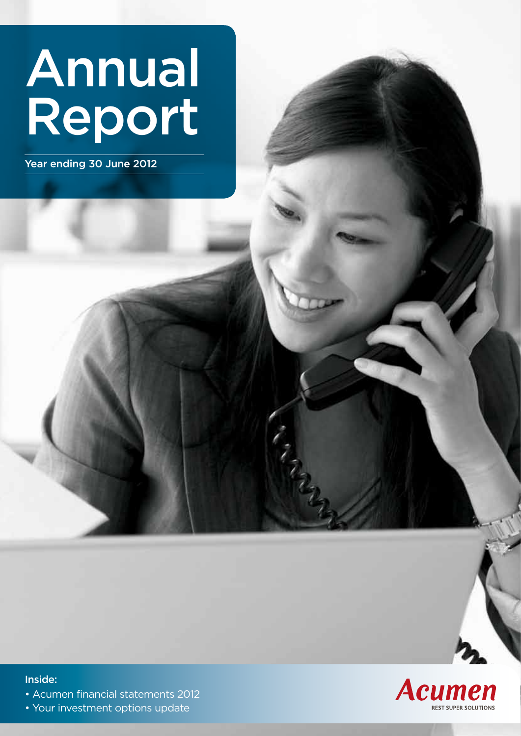# Annual Report

Year ending 30 June 2012

Inside:

- Acumen financial statements 2012
- Your investment options update

Acumen
REST SUPER SOLUTIONS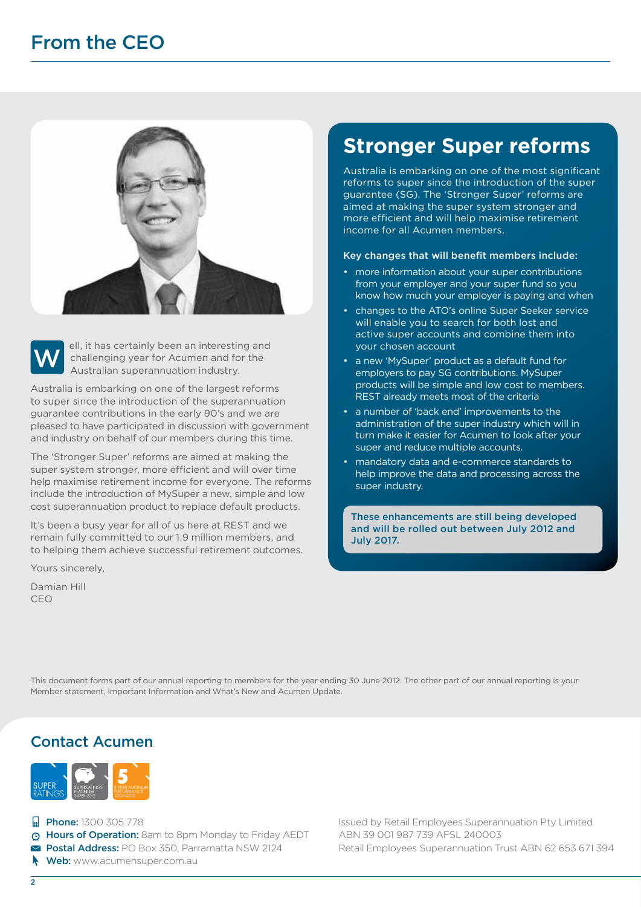# From the CEO

Well, it has certainly been an interesting and challenging year for Acumen and for the Australian superannuation industry.

Australia is embarking on one of the largest reforms to super since the introduction of the superannuation guarantee contributions in the early 90's and we are pleased to have participated in discussion with government and industry on behalf of our members during this time.

The 'Stronger Super' reforms are aimed at making the super system stronger, more efficient and will over time help maximise retirement income for everyone. The reforms include the introduction of MySuper a new, simple and low cost superannuation product to replace default products.

It's been a busy year for all of us here at REST and we remain fully committed to our 1.9 million members, and to helping them achieve successful retirement outcomes.

Yours sincerely,

Damian Hill
CEO

## Stronger Super reforms

Australia is embarking on one of the most significant reforms to super since the introduction of the super guarantee (SG). The 'Stronger Super' reforms are aimed at making the super system stronger and more efficient and will help maximise retirement income for all Acumen members.

**Key changes that will benefit members include:**

- more information about your super contributions from your employer and your super fund so you know how much your employer is paying and when
- changes to the ATO's online Super Seeker service will enable you to search for both lost and active super accounts and combine them into your chosen account
- a new 'MySuper' product as a default fund for employers to pay SG contributions. MySuper products will be simple and low cost to members. REST already meets most of the criteria
- a number of 'back end' improvements to the administration of the super industry which will in turn make it easier for Acumen to look after your super and reduce multiple accounts.
- mandatory data and e-commerce standards to help improve the data and processing across the super industry.

**These enhancements are still being developed and will be rolled out between July 2012 and July 2017.**

This document forms part of our annual reporting to members for the year ending 30 June 2012. The other part of our annual reporting is your Member statement, Important Information and What's New and Acumen Update.

## Contact Acumen

**Phone:** 1300 305 778
**Hours of Operation:** 8am to 8pm Monday to Friday AEDT
**Postal Address:** PO Box 350, Parramatta NSW 2124
**Web:** www.acumensuper.com.au

Issued by Retail Employees Superannuation Pty Limited
ABN 39 001 987 739 AFSL 240003
Retail Employees Superannuation Trust ABN 62 653 671 394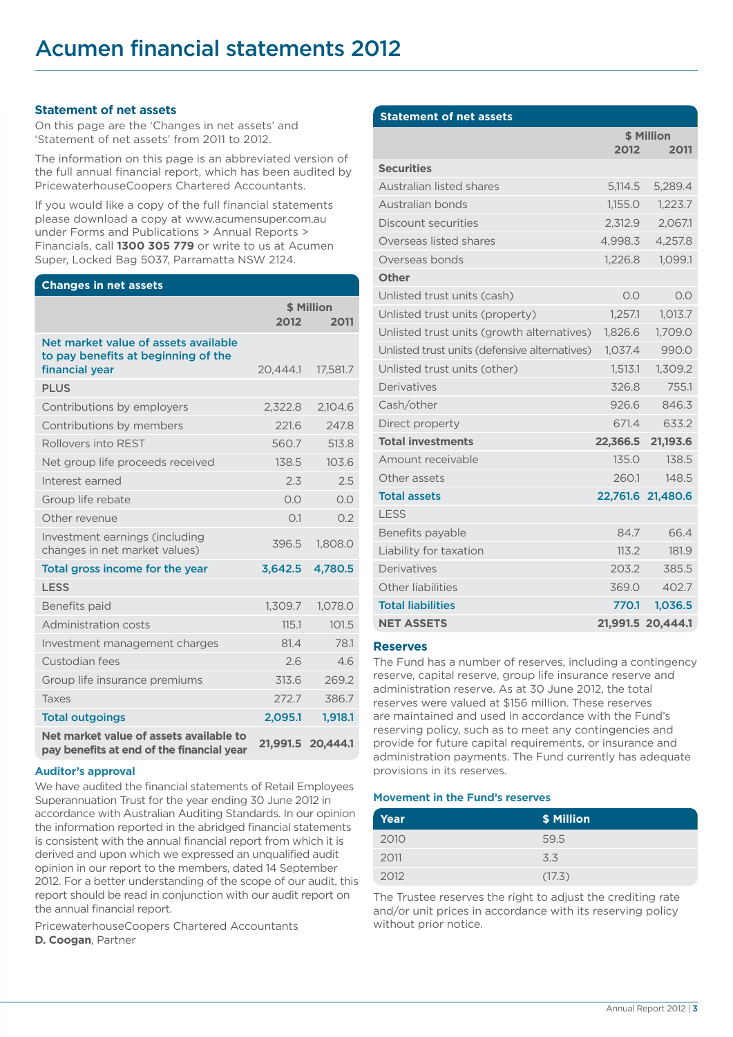# Acumen financial statements 2012

### Statement of net assets

On this page are the 'Changes in net assets' and 'Statement of net assets' from 2011 to 2012.

The information on this page is an abbreviated version of the full annual financial report, which has been audited by PricewaterhouseCoopers Chartered Accountants.

If you would like a copy of the full financial statements please download a copy at www.acumensuper.com.au under Forms and Publications > Annual Reports > Financials, call **1300 305 779** or write to us at Acumen Super, Locked Bag 5037, Parramatta NSW 2124.

**Changes in net assets**

| | $ Million | |
|---|---|---|
| | 2012 | 2011 |
| Net market value of assets available to pay benefits at beginning of the financial year | 20,444.1 | 17,581.7 |
| PLUS | | |
| Contributions by employers | 2,322.8 | 2,104.6 |
| Contributions by members | 221.6 | 247.8 |
| Rollovers into REST | 560.7 | 513.8 |
| Net group life proceeds received | 138.5 | 103.6 |
| Interest earned | 2.3 | 2.5 |
| Group life rebate | 0.0 | 0.0 |
| Other revenue | 0.1 | 0.2 |
| Investment earnings (including changes in net market values) | 396.5 | 1,808.0 |
| **Total gross income for the year** | **3,642.5** | **4,780.5** |
| LESS | | |
| Benefits paid | 1,309.7 | 1,078.0 |
| Administration costs | 115.1 | 101.5 |
| Investment management charges | 81.4 | 78.1 |
| Custodian fees | 2.6 | 4.6 |
| Group life insurance premiums | 313.6 | 269.2 |
| Taxes | 272.7 | 386.7 |
| **Total outgoings** | **2,095.1** | **1,918.1** |
| **Net market value of assets available to pay benefits at end of the financial year** | **21,991.5** | **20,444.1** |

### Auditor's approval

We have audited the financial statements of Retail Employees Superannuation Trust for the year ending 30 June 2012 in accordance with Australian Auditing Standards. In our opinion the information reported in the abridged financial statements is consistent with the annual financial report from which it is derived and upon which we expressed an unqualified audit opinion in our report to the members, dated 14 September 2012. For a better understanding of the scope of our audit, this report should be read in conjunction with our audit report on the annual financial report.

PricewaterhouseCoopers Chartered Accountants
**D. Coogan**, Partner

**Statement of net assets**

| | $ Million | |
|---|---|---|
| | 2012 | 2011 |
| **Securities** | | |
| Australian listed shares | 5,114.5 | 5,289.4 |
| Australian bonds | 1,155.0 | 1,223.7 |
| Discount securities | 2,312.9 | 2,067.1 |
| Overseas listed shares | 4,998.3 | 4,257.8 |
| Overseas bonds | 1,226.8 | 1,099.1 |
| **Other** | | |
| Unlisted trust units (cash) | 0.0 | 0.0 |
| Unlisted trust units (property) | 1,257.1 | 1,013.7 |
| Unlisted trust units (growth alternatives) | 1,826.6 | 1,709.0 |
| Unlisted trust units (defensive alternatives) | 1,037.4 | 990.0 |
| Unlisted trust units (other) | 1,513.1 | 1,309.2 |
| Derivatives | 326.8 | 755.1 |
| Cash/other | 926.6 | 846.3 |
| Direct property | 671.4 | 633.2 |
| **Total investments** | **22,366.5** | **21,193.6** |
| Amount receivable | 135.0 | 138.5 |
| Other assets | 260.1 | 148.5 |
| **Total assets** | **22,761.6** | **21,480.6** |
| LESS | | |
| Benefits payable | 84.7 | 66.4 |
| Liability for taxation | 113.2 | 181.9 |
| Derivatives | 203.2 | 385.5 |
| Other liabilities | 369.0 | 402.7 |
| **Total liabilities** | **770.1** | **1,036.5** |
| **NET ASSETS** | **21,991.5** | **20,444.1** |

### Reserves

The Fund has a number of reserves, including a contingency reserve, capital reserve, group life insurance reserve and administration reserve. As at 30 June 2012, the total reserves were valued at $156 million. These reserves are maintained and used in accordance with the Fund's reserving policy, such as to meet any contingencies and provide for future capital requirements, or insurance and administration payments. The Fund currently has adequate provisions in its reserves.

#### Movement in the Fund's reserves

| Year | $ Million |
|---|---|
| 2010 | 59.5 |
| 2011 | 3.3 |
| 2012 | (17.3) |

The Trustee reserves the right to adjust the crediting rate and/or unit prices in accordance with its reserving policy without prior notice.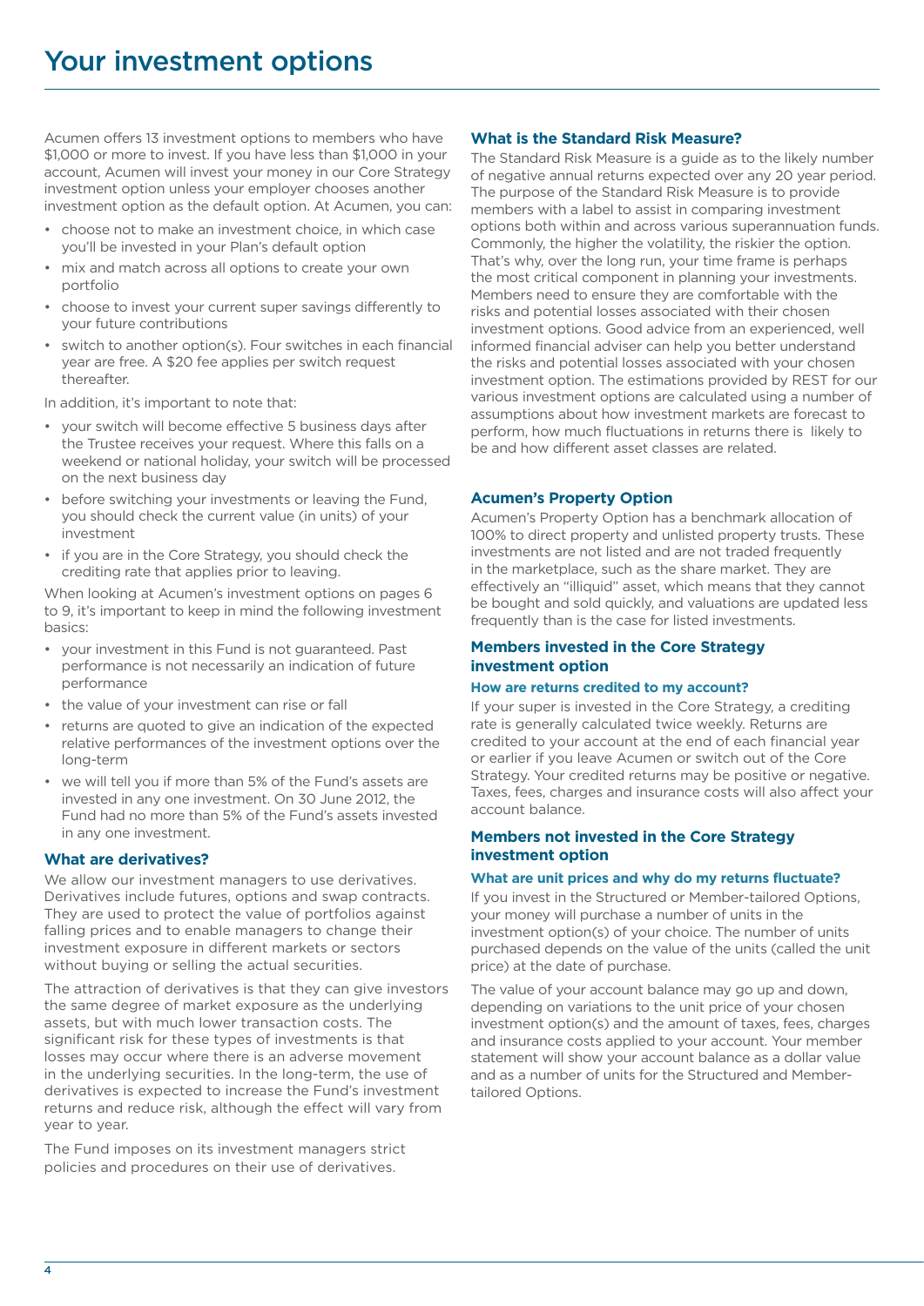# Your investment options

Acumen offers 13 investment options to members who have $1,000 or more to invest. If you have less than $1,000 in your account, Acumen will invest your money in our Core Strategy investment option unless your employer chooses another investment option as the default option. At Acumen, you can:

- choose not to make an investment choice, in which case you'll be invested in your Plan's default option
- mix and match across all options to create your own portfolio
- choose to invest your current super savings differently to your future contributions
- switch to another option(s). Four switches in each financial year are free. A $20 fee applies per switch request thereafter.

In addition, it's important to note that:

- your switch will become effective 5 business days after the Trustee receives your request. Where this falls on a weekend or national holiday, your switch will be processed on the next business day
- before switching your investments or leaving the Fund, you should check the current value (in units) of your investment
- if you are in the Core Strategy, you should check the crediting rate that applies prior to leaving.

When looking at Acumen's investment options on pages 6 to 9, it's important to keep in mind the following investment basics:

- your investment in this Fund is not guaranteed. Past performance is not necessarily an indication of future performance
- the value of your investment can rise or fall
- returns are quoted to give an indication of the expected relative performances of the investment options over the long-term
- we will tell you if more than 5% of the Fund's assets are invested in any one investment. On 30 June 2012, the Fund had no more than 5% of the Fund's assets invested in any one investment.

### What are derivatives?

We allow our investment managers to use derivatives. Derivatives include futures, options and swap contracts. They are used to protect the value of portfolios against falling prices and to enable managers to change their investment exposure in different markets or sectors without buying or selling the actual securities.

The attraction of derivatives is that they can give investors the same degree of market exposure as the underlying assets, but with much lower transaction costs. The significant risk for these types of investments is that losses may occur where there is an adverse movement in the underlying securities. In the long-term, the use of derivatives is expected to increase the Fund's investment returns and reduce risk, although the effect will vary from year to year.

The Fund imposes on its investment managers strict policies and procedures on their use of derivatives.

### What is the Standard Risk Measure?

The Standard Risk Measure is a guide as to the likely number of negative annual returns expected over any 20 year period. The purpose of the Standard Risk Measure is to provide members with a label to assist in comparing investment options both within and across various superannuation funds. Commonly, the higher the volatility, the riskier the option. That's why, over the long run, your time frame is perhaps the most critical component in planning your investments. Members need to ensure they are comfortable with the risks and potential losses associated with their chosen investment options. Good advice from an experienced, well informed financial adviser can help you better understand the risks and potential losses associated with your chosen investment option. The estimations provided by REST for our various investment options are calculated using a number of assumptions about how investment markets are forecast to perform, how much fluctuations in returns there is likely to be and how different asset classes are related.

### Acumen's Property Option

Acumen's Property Option has a benchmark allocation of 100% to direct property and unlisted property trusts. These investments are not listed and are not traded frequently in the marketplace, such as the share market. They are effectively an "illiquid" asset, which means that they cannot be bought and sold quickly, and valuations are updated less frequently than is the case for listed investments.

### Members invested in the Core Strategy investment option

#### How are returns credited to my account?

If your super is invested in the Core Strategy, a crediting rate is generally calculated twice weekly. Returns are credited to your account at the end of each financial year or earlier if you leave Acumen or switch out of the Core Strategy. Your credited returns may be positive or negative. Taxes, fees, charges and insurance costs will also affect your account balance.

### Members not invested in the Core Strategy investment option

#### What are unit prices and why do my returns fluctuate?

If you invest in the Structured or Member-tailored Options, your money will purchase a number of units in the investment option(s) of your choice. The number of units purchased depends on the value of the units (called the unit price) at the date of purchase.

The value of your account balance may go up and down, depending on variations to the unit price of your chosen investment option(s) and the amount of taxes, fees, charges and insurance costs applied to your account. Your member statement will show your account balance as a dollar value and as a number of units for the Structured and Member-tailored Options.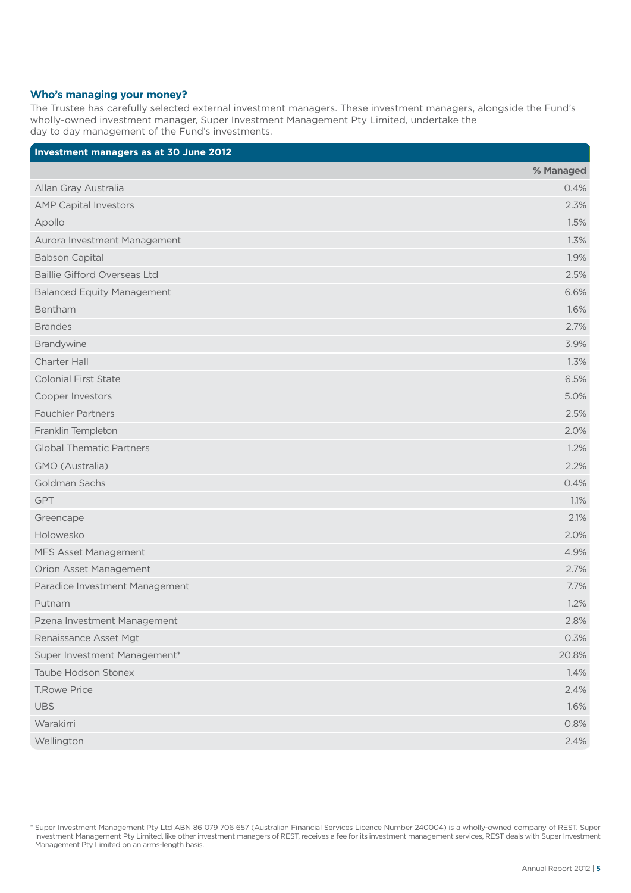### Who's managing your money?

The Trustee has carefully selected external investment managers. These investment managers, alongside the Fund's wholly-owned investment manager, Super Investment Management Pty Limited, undertake the day to day management of the Fund's investments.

| Investment managers as at 30 June 2012 | % Managed |
| --- | --- |
| Allan Gray Australia | 0.4% |
| AMP Capital Investors | 2.3% |
| Apollo | 1.5% |
| Aurora Investment Management | 1.3% |
| Babson Capital | 1.9% |
| Baillie Gifford Overseas Ltd | 2.5% |
| Balanced Equity Management | 6.6% |
| Bentham | 1.6% |
| Brandes | 2.7% |
| Brandywine | 3.9% |
| Charter Hall | 1.3% |
| Colonial First State | 6.5% |
| Cooper Investors | 5.0% |
| Fauchier Partners | 2.5% |
| Franklin Templeton | 2.0% |
| Global Thematic Partners | 1.2% |
| GMO (Australia) | 2.2% |
| Goldman Sachs | 0.4% |
| GPT | 1.1% |
| Greencape | 2.1% |
| Holowesko | 2.0% |
| MFS Asset Management | 4.9% |
| Orion Asset Management | 2.7% |
| Paradice Investment Management | 7.7% |
| Putnam | 1.2% |
| Pzena Investment Management | 2.8% |
| Renaissance Asset Mgt | 0.3% |
| Super Investment Management* | 20.8% |
| Taube Hodson Stonex | 1.4% |
| T.Rowe Price | 2.4% |
| UBS | 1.6% |
| Warakirri | 0.8% |
| Wellington | 2.4% |

\* Super Investment Management Pty Ltd ABN 86 079 706 657 (Australian Financial Services Licence Number 240004) is a wholly-owned company of REST. Super Investment Management Pty Limited, like other investment managers of REST, receives a fee for its investment management services, REST deals with Super Investment Management Pty Limited on an arms-length basis.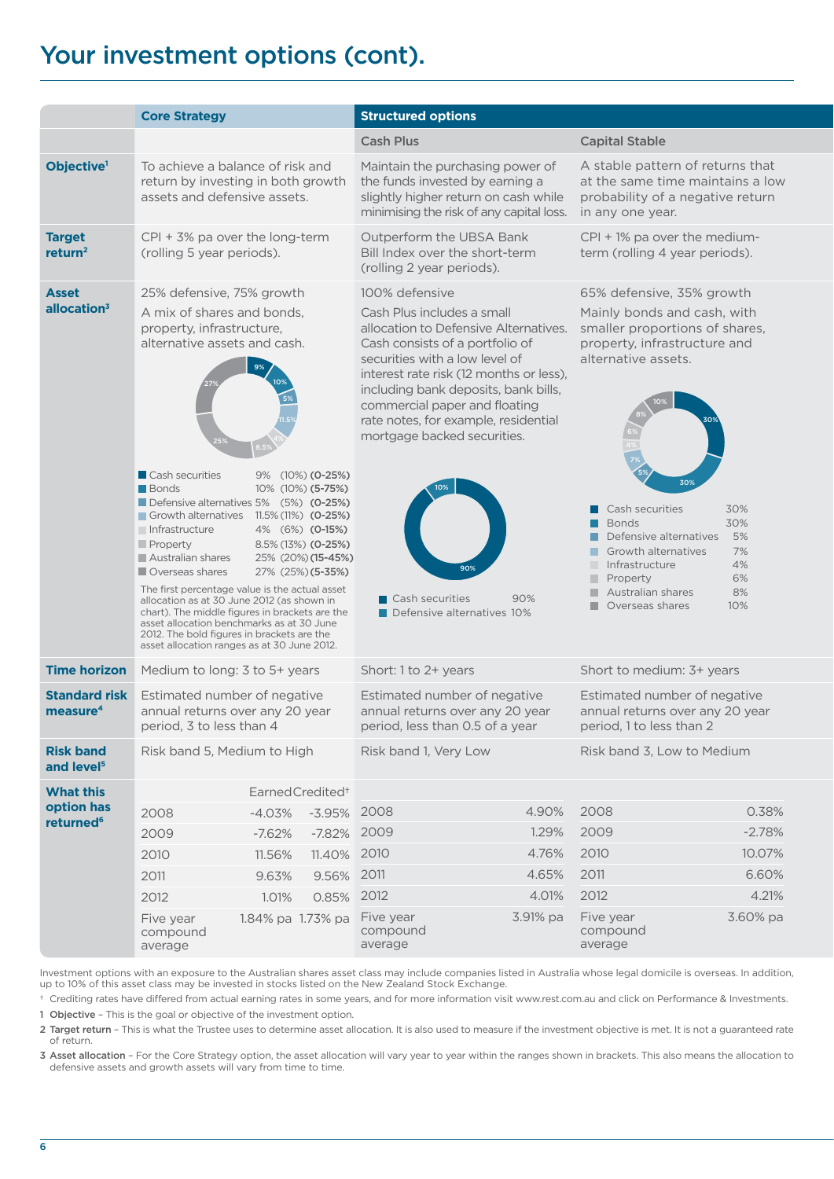# Your investment options (cont).

| | Core Strategy | Structured options | |
|---|---|---|---|
| | | **Cash Plus** | **Capital Stable** |
| **Objective**[1] | To achieve a balance of risk and return by investing in both growth assets and defensive assets. | Maintain the purchasing power of the funds invested by earning a slightly higher return on cash while minimising the risk of any capital loss. | A stable pattern of returns that at the same time maintains a low probability of a negative return in any one year. |
| **Target return**[2] | CPI + 3% pa over the long-term (rolling 5 year periods). | Outperform the UBSA Bank Bill Index over the short-term (rolling 2 year periods). | CPI + 1% pa over the medium-term (rolling 4 year periods). |
| **Asset allocation**[3] | 25% defensive, 75% growth<br><br>A mix of shares and bonds, property, infrastructure, alternative assets and cash.<br><br>Cash securities 9% (10%) **(0-25%)**<br>Bonds 10% (10%) **(5-75%)**<br>Defensive alternatives 5% (5%) **(0-25%)**<br>Growth alternatives 11.5% (11%) **(0-25%)**<br>Infrastructure 4% (6%) **(0-15%)**<br>Property 8.5% (13%) **(0-25%)**<br>Australian shares 25% (20%) **(15-45%)**<br>Overseas shares 27% (25%) **(5-35%)**<br><br>The first percentage value is the actual asset allocation as at 30 June 2012 (as shown in chart). The middle figures in brackets are the asset allocation benchmarks as at 30 June 2012. The bold figures in brackets are the asset allocation ranges as at 30 June 2012. | 100% defensive<br><br>Cash Plus includes a small allocation to Defensive Alternatives. Cash consists of a portfolio of securities with a low level of interest rate risk (12 months or less), including bank deposits, bank bills, commercial paper and floating rate notes, for example, residential mortgage backed securities.<br><br>Cash securities 90%<br>Defensive alternatives 10% | 65% defensive, 35% growth<br><br>Mainly bonds and cash, with smaller proportions of shares, property, infrastructure and alternative assets.<br><br>Cash securities 30%<br>Bonds 30%<br>Defensive alternatives 5%<br>Growth alternatives 7%<br>Infrastructure 4%<br>Property 6%<br>Australian shares 8%<br>Overseas shares 10% |
| **Time horizon** | Medium to long: 3 to 5+ years | Short: 1 to 2+ years | Short to medium: 3+ years |
| **Standard risk measure**[4] | Estimated number of negative annual returns over any 20 year period, 3 to less than 4 | Estimated number of negative annual returns over any 20 year period, less than 0.5 of a year | Estimated number of negative annual returns over any 20 year period, 1 to less than 2 |
| **Risk band and level**[5] | Risk band 5, Medium to High | Risk band 1, Very Low | Risk band 3, Low to Medium |

**What this option has returned**[6]

| | Core Strategy Earned | Core Strategy Credited† | Cash Plus | Capital Stable |
|---|---|---|---|---|
| 2008 | -4.03% | -3.95% | 4.90% | 0.38% |
| 2009 | -7.62% | -7.82% | 1.29% | -2.78% |
| 2010 | 11.56% | 11.40% | 4.76% | 10.07% |
| 2011 | 9.63% | 9.56% | 4.65% | 6.60% |
| 2012 | 1.01% | 0.85% | 4.01% | 4.21% |
| Five year compound average | 1.84% pa | 1.73% pa | 3.91% pa | 3.60% pa |

Investment options with an exposure to the Australian shares asset class may include companies listed in Australia whose legal domicile is overseas. In addition, up to 10% of this asset class may be invested in stocks listed on the New Zealand Stock Exchange.

† Crediting rates have differed from actual earning rates in some years, and for more information visit www.rest.com.au and click on Performance & Investments.

1 **Objective** – This is the goal or objective of the investment option.

2 **Target return** – This is what the Trustee uses to determine asset allocation. It is also used to measure if the investment objective is met. It is not a guaranteed rate of return.

3 **Asset allocation** – For the Core Strategy option, the asset allocation will vary year to year within the ranges shown in brackets. This also means the allocation to defensive assets and growth assets will vary from time to time.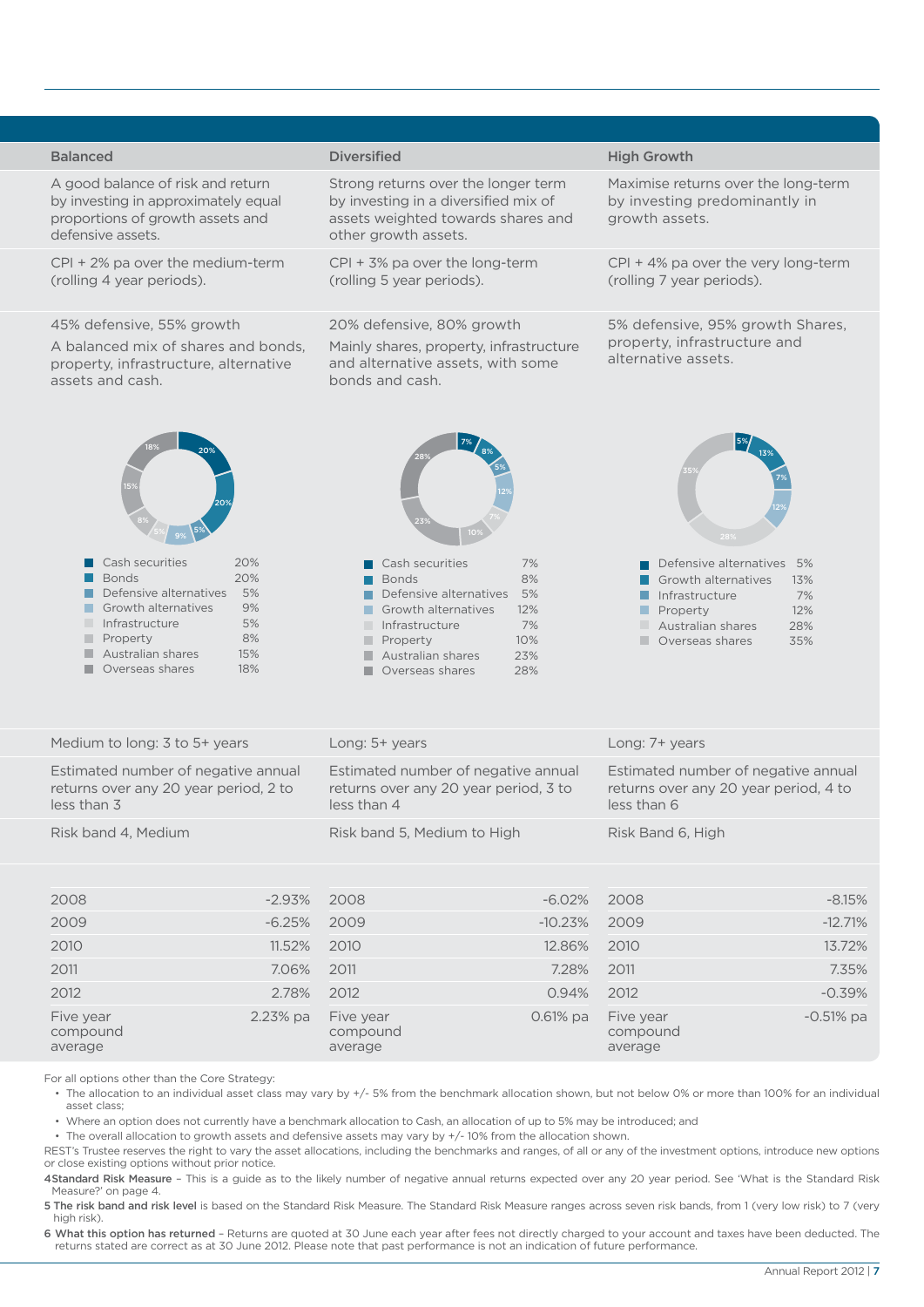| Balanced | Diversified | High Growth |
|---|---|---|
| A good balance of risk and return by investing in approximately equal proportions of growth assets and defensive assets. | Strong returns over the longer term by investing in a diversified mix of assets weighted towards shares and other growth assets. | Maximise returns over the long-term by investing predominantly in growth assets. |
| CPI + 2% pa over the medium-term (rolling 4 year periods). | CPI + 3% pa over the long-term (rolling 5 year periods). | CPI + 4% pa over the very long-term (rolling 7 year periods). |
| 45% defensive, 55% growth<br>A balanced mix of shares and bonds, property, infrastructure, alternative assets and cash. | 20% defensive, 80% growth<br>Mainly shares, property, infrastructure and alternative assets, with some bonds and cash. | 5% defensive, 95% growth Shares, property, infrastructure and alternative assets. |
| Cash securities 20%<br>Bonds 20%<br>Defensive alternatives 5%<br>Growth alternatives 9%<br>Infrastructure 5%<br>Property 8%<br>Australian shares 15%<br>Overseas shares 18% | Cash securities 7%<br>Bonds 8%<br>Defensive alternatives 5%<br>Growth alternatives 12%<br>Infrastructure 7%<br>Property 10%<br>Australian shares 23%<br>Overseas shares 28% | Defensive alternatives 5%<br>Growth alternatives 13%<br>Infrastructure 7%<br>Property 12%<br>Australian shares 28%<br>Overseas shares 35% |
| Medium to long: 3 to 5+ years | Long: 5+ years | Long: 7+ years |
| Estimated number of negative annual returns over any 20 year period, 2 to less than 3 | Estimated number of negative annual returns over any 20 year period, 3 to less than 4 | Estimated number of negative annual returns over any 20 year period, 4 to less than 6 |
| Risk band 4, Medium | Risk band 5, Medium to High | Risk Band 6, High |

| Year | Balanced | Diversified | High Growth |
|---|---|---|---|
| 2008 | -2.93% | -6.02% | -8.15% |
| 2009 | -6.25% | -10.23% | -12.71% |
| 2010 | 11.52% | 12.86% | 13.72% |
| 2011 | 7.06% | 7.28% | 7.35% |
| 2012 | 2.78% | 0.94% | -0.39% |
| Five year compound average | 2.23% pa | 0.61% pa | -0.51% pa |

For all options other than the Core Strategy:

- The allocation to an individual asset class may vary by +/- 5% from the benchmark allocation shown, but not below 0% or more than 100% for an individual asset class;
- Where an option does not currently have a benchmark allocation to Cash, an allocation of up to 5% may be introduced; and
- The overall allocation to growth assets and defensive assets may vary by +/- 10% from the allocation shown.

REST's Trustee reserves the right to vary the asset allocations, including the benchmarks and ranges, of all or any of the investment options, introduce new options or close existing options without prior notice.

4 **Standard Risk Measure** – This is a guide as to the likely number of negative annual returns expected over any 20 year period. See 'What is the Standard Risk Measure?' on page 4.

5 **The risk band and risk level** is based on the Standard Risk Measure. The Standard Risk Measure ranges across seven risk bands, from 1 (very low risk) to 7 (very high risk).

6 **What this option has returned** – Returns are quoted at 30 June each year after fees not directly charged to your account and taxes have been deducted. The returns stated are correct as at 30 June 2012. Please note that past performance is not an indication of future performance.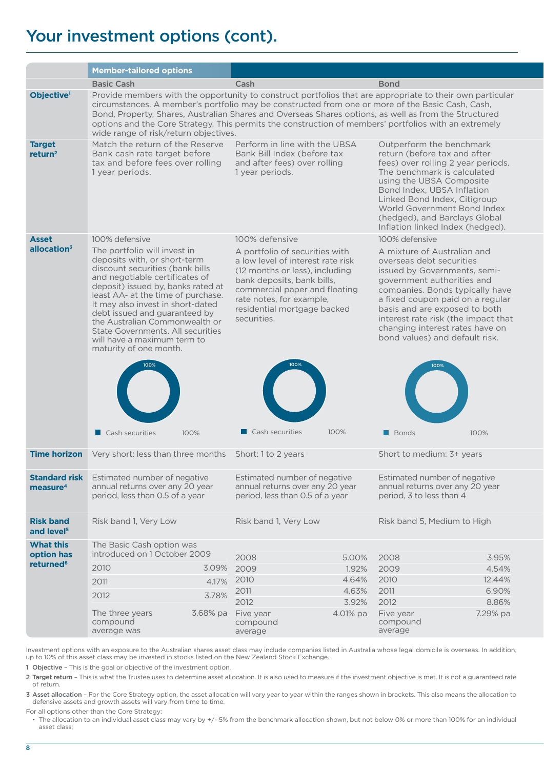# Your investment options (cont).

| | Member-tailored options | | |
|---|---|---|---|
| | **Basic Cash** | **Cash** | **Bond** |
| **Objective[1]** | Provide members with the opportunity to construct portfolios that are appropriate to their own particular circumstances. A member's portfolio may be constructed from one or more of the Basic Cash, Cash, Bond, Property, Shares, Australian Shares and Overseas Shares options, as well as from the Structured options and the Core Strategy. This permits the construction of members' portfolios with an extremely wide range of risk/return objectives. | | |
| **Target return[2]** | Match the return of the Reserve Bank cash rate target before tax and before fees over rolling 1 year periods. | Perform in line with the UBSA Bank Bill Index (before tax and after fees) over rolling 1 year periods. | Outperform the benchmark return (before tax and after fees) over rolling 2 year periods. The benchmark is calculated using the UBSA Composite Bond Index, UBSA Inflation Linked Bond Index, Citigroup World Government Bond Index (hedged), and Barclays Global Inflation linked Index (hedged). |
| **Asset allocation[3]** | 100% defensive<br><br>The portfolio will invest in deposits with, or short-term discount securities (bank bills and negotiable certificates of deposit) issued by, banks rated at least AA- at the time of purchase. It may also invest in short-dated debt issued and guaranteed by the Australian Commonwealth or State Governments. All securities will have a maximum term to maturity of one month.<br><br>Cash securities 100% | 100% defensive<br><br>A portfolio of securities with a low level of interest rate risk (12 months or less), including bank deposits, bank bills, commercial paper and floating rate notes, for example, residential mortgage backed securities.<br><br>Cash securities 100% | 100% defensive<br><br>A mixture of Australian and overseas debt securities issued by Governments, semi-government authorities and companies. Bonds typically have a fixed coupon paid on a regular basis and are exposed to both interest rate risk (the impact that changing interest rates have on bond values) and default risk.<br><br>Bonds 100% |
| **Time horizon** | Very short: less than three months | Short: 1 to 2 years | Short to medium: 3+ years |
| **Standard risk measure[4]** | Estimated number of negative annual returns over any 20 year period, less than 0.5 of a year | Estimated number of negative annual returns over any 20 year period, less than 0.5 of a year | Estimated number of negative annual returns over any 20 year period, 3 to less than 4 |
| **Risk band and level[5]** | Risk band 1, Very Low | Risk band 1, Very Low | Risk band 5, Medium to High |
| **What this option has returned[6]** | The Basic Cash option was introduced on 1 October 2009<br>2010: 3.09%<br>2011: 4.17%<br>2012: 3.78%<br>The three years compound average was: 3.68% pa | 2008: 5.00%<br>2009: 1.92%<br>2010: 4.64%<br>2011: 4.63%<br>2012: 3.92%<br>Five year compound average: 4.01% pa | 2008: 3.95%<br>2009: 4.54%<br>2010: 12.44%<br>2011: 6.90%<br>2012: 8.86%<br>Five year compound average: 7.29% pa |

Investment options with an exposure to the Australian shares asset class may include companies listed in Australia whose legal domicile is overseas. In addition, up to 10% of this asset class may be invested in stocks listed on the New Zealand Stock Exchange.

1 **Objective** – This is the goal or objective of the investment option.

2 **Target return** – This is what the Trustee uses to determine asset allocation. It is also used to measure if the investment objective is met. It is not a guaranteed rate of return.

3 **Asset allocation** – For the Core Strategy option, the asset allocation will vary year to year within the ranges shown in brackets. This also means the allocation to defensive assets and growth assets will vary from time to time.

For all options other than the Core Strategy:

- The allocation to an individual asset class may vary by +/- 5% from the benchmark allocation shown, but not below 0% or more than 100% for an individual asset class;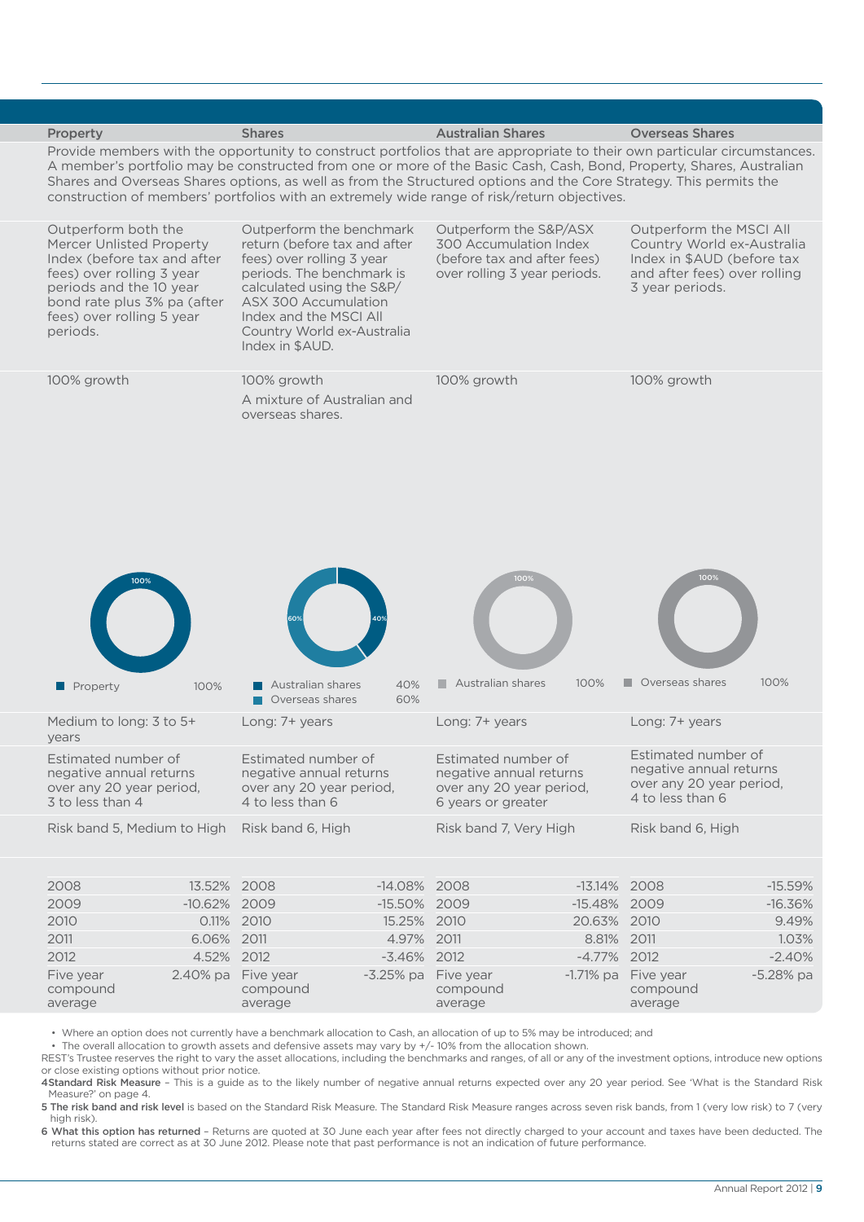| Property | Shares | Australian Shares | Overseas Shares |
|---|---|---|---|
| Provide members with the opportunity to construct portfolios that are appropriate to their own particular circumstances. A member's portfolio may be constructed from one or more of the Basic Cash, Cash, Bond, Property, Shares, Australian Shares and Overseas Shares options, as well as from the Structured options and the Core Strategy. This permits the construction of members' portfolios with an extremely wide range of risk/return objectives. | | | |
| Outperform both the Mercer Unlisted Property Index (before tax and after fees) over rolling 3 year periods and the 10 year bond rate plus 3% pa (after fees) over rolling 5 year periods. | Outperform the benchmark return (before tax and after fees) over rolling 3 year periods. The benchmark is calculated using the S&P/ASX 300 Accumulation Index and the MSCI All Country World ex-Australia Index in $AUD. | Outperform the S&P/ASX 300 Accumulation Index (before tax and after fees) over rolling 3 year periods. | Outperform the MSCI All Country World ex-Australia Index in $AUD (before tax and after fees) over rolling 3 year periods. |
| 100% growth | 100% growth<br>A mixture of Australian and overseas shares. | 100% growth | 100% growth |
| Property 100% | Australian shares 40%<br>Overseas shares 60% | Australian shares 100% | Overseas shares 100% |
| Medium to long: 3 to 5+ years | Long: 7+ years | Long: 7+ years | Long: 7+ years |
| Estimated number of negative annual returns over any 20 year period, 3 to less than 4 | Estimated number of negative annual returns over any 20 year period, 4 to less than 6 | Estimated number of negative annual returns over any 20 year period, 6 years or greater | Estimated number of negative annual returns over any 20 year period, 4 to less than 6 |
| Risk band 5, Medium to High | Risk band 6, High | Risk band 7, Very High | Risk band 6, High |

| Property | | Shares | | Australian Shares | | Overseas Shares | |
|---|---|---|---|---|---|---|---|
| 2008 | 13.52% | 2008 | -14.08% | 2008 | -13.14% | 2008 | -15.59% |
| 2009 | -10.62% | 2009 | -15.50% | 2009 | -15.48% | 2009 | -16.36% |
| 2010 | 0.11% | 2010 | 15.25% | 2010 | 20.63% | 2010 | 9.49% |
| 2011 | 6.06% | 2011 | 4.97% | 2011 | 8.81% | 2011 | 1.03% |
| 2012 | 4.52% | 2012 | -3.46% | 2012 | -4.77% | 2012 | -2.40% |
| Five year compound average | 2.40% pa | Five year compound average | -3.25% pa | Five year compound average | -1.71% pa | Five year compound average | -5.28% pa |

- Where an option does not currently have a benchmark allocation to Cash, an allocation of up to 5% may be introduced; and
- The overall allocation to growth assets and defensive assets may vary by +/- 10% from the allocation shown.

REST's Trustee reserves the right to vary the asset allocations, including the benchmarks and ranges, of all or any of the investment options, introduce new options or close existing options without prior notice.

4 **Standard Risk Measure** – This is a guide as to the likely number of negative annual returns expected over any 20 year period. See 'What is the Standard Risk Measure?' on page 4.

5 **The risk band and risk level** is based on the Standard Risk Measure. The Standard Risk Measure ranges across seven risk bands, from 1 (very low risk) to 7 (very high risk).

6 **What this option has returned** – Returns are quoted at 30 June each year after fees not directly charged to your account and taxes have been deducted. The returns stated are correct as at 30 June 2012. Please note that past performance is not an indication of future performance.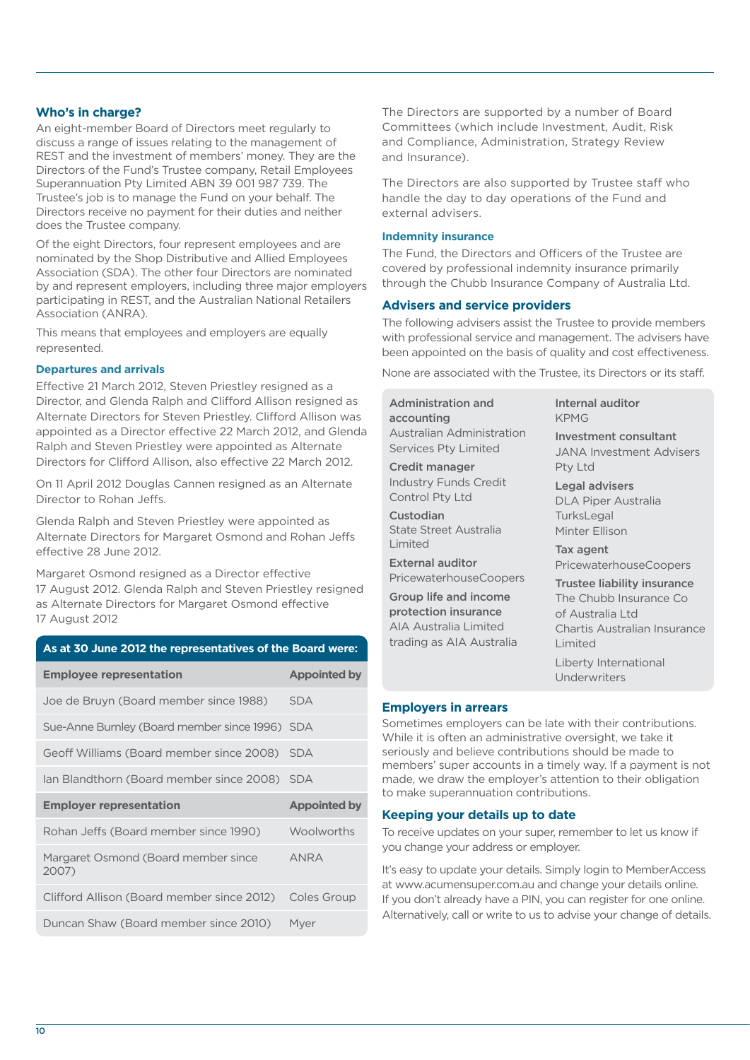## Who's in charge?

An eight-member Board of Directors meet regularly to discuss a range of issues relating to the management of REST and the investment of members' money. They are the Directors of the Fund's Trustee company, Retail Employees Superannuation Pty Limited ABN 39 001 987 739. The Trustee's job is to manage the Fund on your behalf. The Directors receive no payment for their duties and neither does the Trustee company.

Of the eight Directors, four represent employees and are nominated by the Shop Distributive and Allied Employees Association (SDA). The other four Directors are nominated by and represent employers, including three major employers participating in REST, and the Australian National Retailers Association (ANRA).

This means that employees and employers are equally represented.

### Departures and arrivals

Effective 21 March 2012, Steven Priestley resigned as a Director, and Glenda Ralph and Clifford Allison resigned as Alternate Directors for Steven Priestley. Clifford Allison was appointed as a Director effective 22 March 2012, and Glenda Ralph and Steven Priestley were appointed as Alternate Directors for Clifford Allison, also effective 22 March 2012.

On 11 April 2012 Douglas Cannen resigned as an Alternate Director to Rohan Jeffs.

Glenda Ralph and Steven Priestley were appointed as Alternate Directors for Margaret Osmond and Rohan Jeffs effective 28 June 2012.

Margaret Osmond resigned as a Director effective 17 August 2012. Glenda Ralph and Steven Priestley resigned as Alternate Directors for Margaret Osmond effective 17 August 2012

**As at 30 June 2012 the representatives of the Board were:**

| Employee representation | Appointed by |
|---|---|
| Joe de Bruyn (Board member since 1988) | SDA |
| Sue-Anne Burnley (Board member since 1996) | SDA |
| Geoff Williams (Board member since 2008) | SDA |
| Ian Blandthorn (Board member since 2008) | SDA |
| **Employer representation** | **Appointed by** |
| Rohan Jeffs (Board member since 1990) | Woolworths |
| Margaret Osmond (Board member since 2007) | ANRA |
| Clifford Allison (Board member since 2012) | Coles Group |
| Duncan Shaw (Board member since 2010) | Myer |

The Directors are supported by a number of Board Committees (which include Investment, Audit, Risk and Compliance, Administration, Strategy Review and Insurance).

The Directors are also supported by Trustee staff who handle the day to day operations of the Fund and external advisers.

### Indemnity insurance

The Fund, the Directors and Officers of the Trustee are covered by professional indemnity insurance primarily through the Chubb Insurance Company of Australia Ltd.

## Advisers and service providers

The following advisers assist the Trustee to provide members with professional service and management. The advisers have been appointed on the basis of quality and cost effectiveness.

None are associated with the Trustee, its Directors or its staff.

**Administration and accounting**
Australian Administration Services Pty Limited

**Credit manager**
Industry Funds Credit Control Pty Ltd

**Custodian**
State Street Australia Limited

**External auditor**
PricewaterhouseCoopers

**Group life and income protection insurance**
AIA Australia Limited trading as AIA Australia

**Internal auditor**
KPMG

**Investment consultant**
JANA Investment Advisers Pty Ltd

**Legal advisers**
DLA Piper Australia
TurksLegal
Minter Ellison

**Tax agent**
PricewaterhouseCoopers

**Trustee liability insurance**
The Chubb Insurance Co of Australia Ltd
Chartis Australian Insurance Limited
Liberty International Underwriters

## Employers in arrears

Sometimes employers can be late with their contributions. While it is often an administrative oversight, we take it seriously and believe contributions should be made to members' super accounts in a timely way. If a payment is not made, we draw the employer's attention to their obligation to make superannuation contributions.

## Keeping your details up to date

To receive updates on your super, remember to let us know if you change your address or employer.

It's easy to update your details. Simply login to MemberAccess at www.acumensuper.com.au and change your details online. If you don't already have a PIN, you can register for one online. Alternatively, call or write to us to advise your change of details.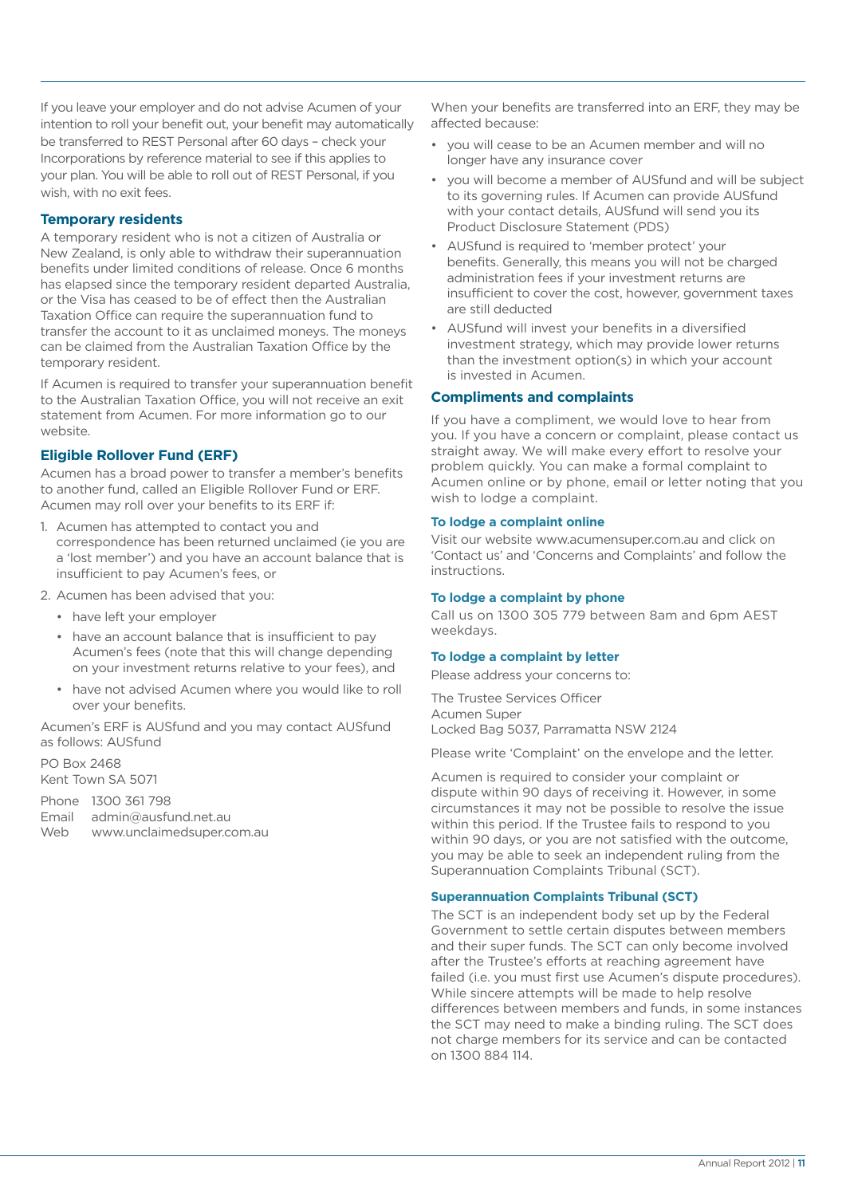If you leave your employer and do not advise Acumen of your intention to roll your benefit out, your benefit may automatically be transferred to REST Personal after 60 days – check your Incorporations by reference material to see if this applies to your plan. You will be able to roll out of REST Personal, if you wish, with no exit fees.

### Temporary residents

A temporary resident who is not a citizen of Australia or New Zealand, is only able to withdraw their superannuation benefits under limited conditions of release. Once 6 months has elapsed since the temporary resident departed Australia, or the Visa has ceased to be of effect then the Australian Taxation Office can require the superannuation fund to transfer the account to it as unclaimed moneys. The moneys can be claimed from the Australian Taxation Office by the temporary resident.

If Acumen is required to transfer your superannuation benefit to the Australian Taxation Office, you will not receive an exit statement from Acumen. For more information go to our website.

### Eligible Rollover Fund (ERF)

Acumen has a broad power to transfer a member's benefits to another fund, called an Eligible Rollover Fund or ERF. Acumen may roll over your benefits to its ERF if:

1. Acumen has attempted to contact you and correspondence has been returned unclaimed (ie you are a 'lost member') and you have an account balance that is insufficient to pay Acumen's fees, or
2. Acumen has been advised that you:
   - have left your employer
   - have an account balance that is insufficient to pay Acumen's fees (note that this will change depending on your investment returns relative to your fees), and
   - have not advised Acumen where you would like to roll over your benefits.

Acumen's ERF is AUSfund and you may contact AUSfund as follows: AUSfund

PO Box 2468
Kent Town SA 5071

Phone 1300 361 798
Email admin@ausfund.net.au
Web www.unclaimedsuper.com.au

When your benefits are transferred into an ERF, they may be affected because:

- you will cease to be an Acumen member and will no longer have any insurance cover
- you will become a member of AUSfund and will be subject to its governing rules. If Acumen can provide AUSfund with your contact details, AUSfund will send you its Product Disclosure Statement (PDS)
- AUSfund is required to 'member protect' your benefits. Generally, this means you will not be charged administration fees if your investment returns are insufficient to cover the cost, however, government taxes are still deducted
- AUSfund will invest your benefits in a diversified investment strategy, which may provide lower returns than the investment option(s) in which your account is invested in Acumen.

### Compliments and complaints

If you have a compliment, we would love to hear from you. If you have a concern or complaint, please contact us straight away. We will make every effort to resolve your problem quickly. You can make a formal complaint to Acumen online or by phone, email or letter noting that you wish to lodge a complaint.

#### To lodge a complaint online

Visit our website www.acumensuper.com.au and click on 'Contact us' and 'Concerns and Complaints' and follow the instructions.

#### To lodge a complaint by phone

Call us on 1300 305 779 between 8am and 6pm AEST weekdays.

#### To lodge a complaint by letter

Please address your concerns to:

The Trustee Services Officer
Acumen Super
Locked Bag 5037, Parramatta NSW 2124

Please write 'Complaint' on the envelope and the letter.

Acumen is required to consider your complaint or dispute within 90 days of receiving it. However, in some circumstances it may not be possible to resolve the issue within this period. If the Trustee fails to respond to you within 90 days, or you are not satisfied with the outcome, you may be able to seek an independent ruling from the Superannuation Complaints Tribunal (SCT).

#### Superannuation Complaints Tribunal (SCT)

The SCT is an independent body set up by the Federal Government to settle certain disputes between members and their super funds. The SCT can only become involved after the Trustee's efforts at reaching agreement have failed (i.e. you must first use Acumen's dispute procedures). While sincere attempts will be made to help resolve differences between members and funds, in some instances the SCT may need to make a binding ruling. The SCT does not charge members for its service and can be contacted on 1300 884 114.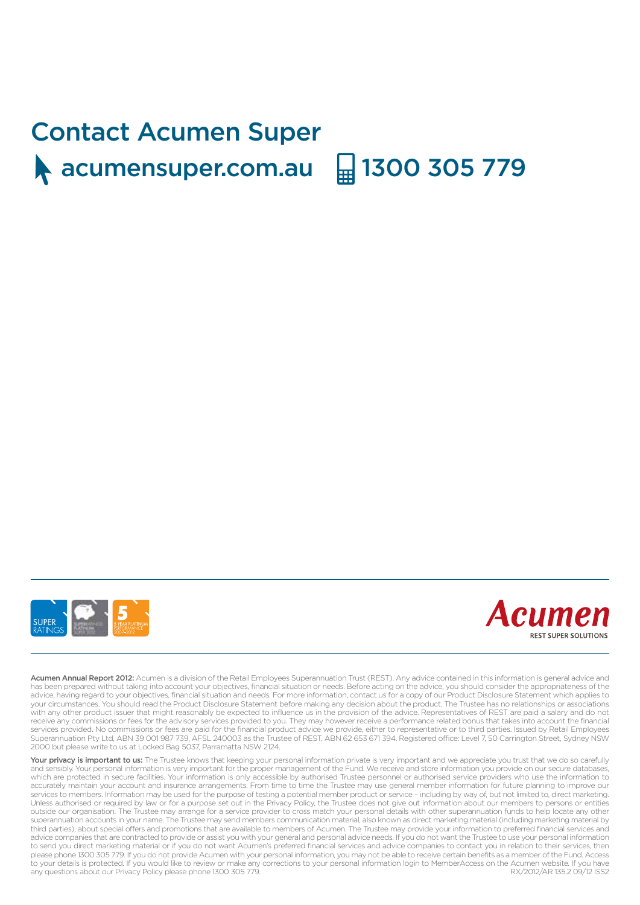# Contact Acumen Super

acumensuper.com.au 1300 305 779

SUPER RATINGS

5 YEAR PLATINUM PERFORMANCE 2007–2012

Acumen
REST SUPER SOLUTIONS

**Acumen Annual Report 2012:** Acumen is a division of the Retail Employees Superannuation Trust (REST). Any advice contained in this information is general advice and has been prepared without taking into account your objectives, financial situation or needs. Before acting on the advice, you should consider the appropriateness of the advice, having regard to your objectives, financial situation and needs. For more information, contact us for a copy of our Product Disclosure Statement which applies to your circumstances. You should read the Product Disclosure Statement before making any decision about the product. The Trustee has no relationships or associations with any other product issuer that might reasonably be expected to influence us in the provision of the advice. Representatives of REST are paid a salary and do not receive any commissions or fees for the advisory services provided to you. They may however receive a performance related bonus that takes into account the financial services provided. No commissions or fees are paid for the financial product advice we provide, either to representative or to third parties. Issued by Retail Employees Superannuation Pty Ltd, ABN 39 001 987 739, AFSL 240003 as the Trustee of REST, ABN 62 653 671 394. Registered office: Level 7, 50 Carrington Street, Sydney NSW 2000 but please write to us at Locked Bag 5037, Parramatta NSW 2124.

**Your privacy is important to us:** The Trustee knows that keeping your personal information private is very important and we appreciate you trust that we do so carefully and sensibly. Your personal information is very important for the proper management of the Fund. We receive and store information you provide on our secure databases, which are protected in secure facilities. Your information is only accessible by authorised Trustee personnel or authorised service providers who use the information to accurately maintain your account and insurance arrangements. From time to time the Trustee may use general member information for future planning to improve our services to members. Information may be used for the purpose of testing a potential member product or service – including by way of, but not limited to, direct marketing. Unless authorised or required by law or for a purpose set out in the Privacy Policy, the Trustee does not give out information about our members to persons or entities outside our organisation. The Trustee may arrange for a service provider to cross match your personal details with other superannuation funds to help locate any other superannuation accounts in your name. The Trustee may send members communication material, also known as direct marketing material (including marketing material by third parties), about special offers and promotions that are available to members of Acumen. The Trustee may provide your information to preferred financial services and advice companies that are contracted to provide or assist you with your general and personal advice needs. If you do not want the Trustee to use your personal information to send you direct marketing material or if you do not want Acumen's preferred financial services and advice companies to contact you in relation to their services, then please phone 1300 305 779. If you do not provide Acumen with your personal information, you may not be able to receive certain benefits as a member of the Fund. Access to your details is protected. If you would like to review or make any corrections to your personal information login to MemberAccess on the Acumen website. If you have any questions about our Privacy Policy please phone 1300 305 779.

RX/2012/AR 135.2 09/12 ISS2